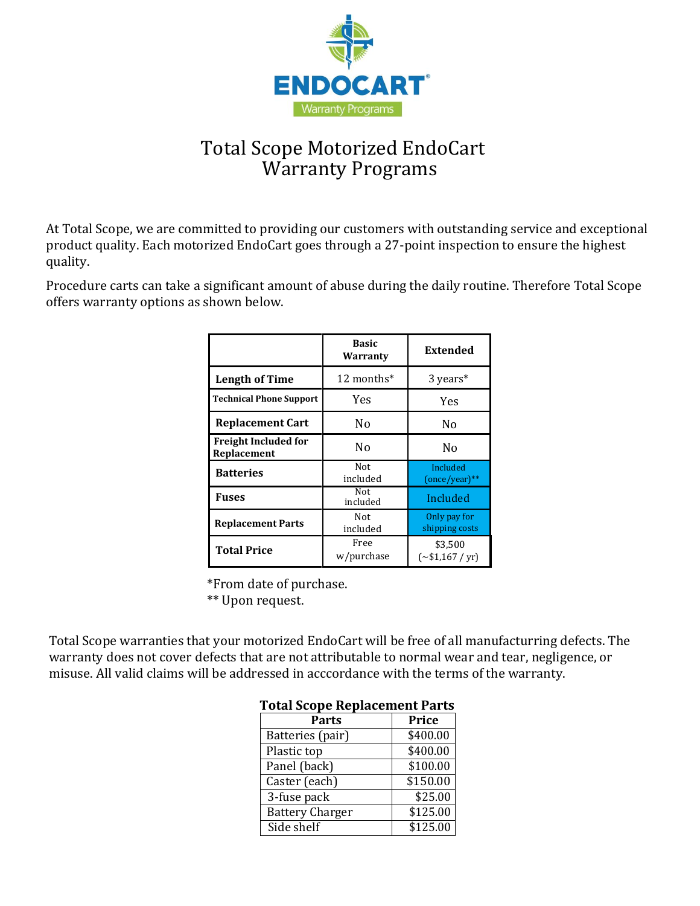ENDOCART®

Warranty Programs

# Total Scope Motorized EndoCart Warranty Programs

At Total Scope, we are committed to providing our customers with outstanding service and exceptional product quality. Each motorized EndoCart goes through a 27-point inspection to ensure the highest quality.

Procedure carts can take a significant amount of abuse during the daily routine. Therefore Total Scope offers warranty options as shown below.

| | **Basic Warranty** | **Extended** |
|---|---|---|
| **Length of Time** | 12 months* | 3 years* |
| **Technical Phone Support** | Yes | Yes |
| **Replacement Cart** | No | No |
| **Freight Included for Replacement** | No | No |
| **Batteries** | Not included | Included (once/year)** |
| **Fuses** | Not included | Included |
| **Replacement Parts** | Not included | Only pay for shipping costs |
| **Total Price** | Free w/purchase | $3,500 (~$1,167 / yr) |

*From date of purchase.

** Upon request.

Total Scope warranties that your motorized EndoCart will be free of all manufacturring defects. The warranty does not cover defects that are not attributable to normal wear and tear, negligence, or misuse. All valid claims will be addressed in acccordance with the terms of the warranty.

**Total Scope Replacement Parts**

| Parts | Price |
|---|---|
| Batteries (pair) | $400.00 |
| Plastic top | $400.00 |
| Panel (back) | $100.00 |
| Caster (each) | $150.00 |
| 3-fuse pack | $25.00 |
| Battery Charger | $125.00 |
| Side shelf | $125.00 |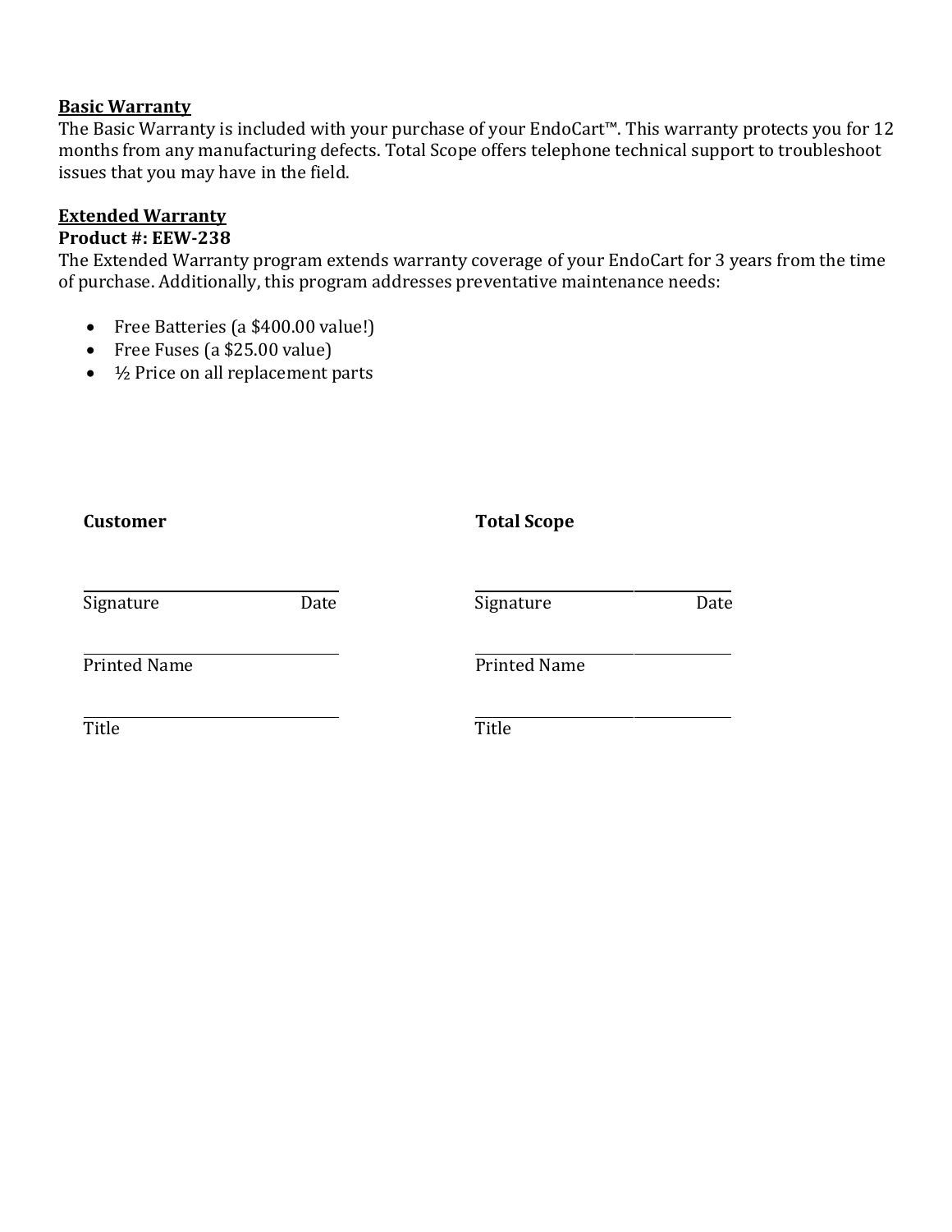**Basic Warranty**

The Basic Warranty is included with your purchase of your EndoCart™. This warranty protects you for 12 months from any manufacturing defects. Total Scope offers telephone technical support to troubleshoot issues that you may have in the field.

**Extended Warranty**

**Product #: EEW-238**

The Extended Warranty program extends warranty coverage of your EndoCart for 3 years from the time of purchase. Additionally, this program addresses preventative maintenance needs:

- Free Batteries (a $400.00 value!)
- Free Fuses (a $25.00 value)
- ½ Price on all replacement parts

| Customer | | Total Scope | |
|---|---|---|---|
| Signature | Date | Signature | Date |
| Printed Name | | Printed Name | |
| Title | | Title | |